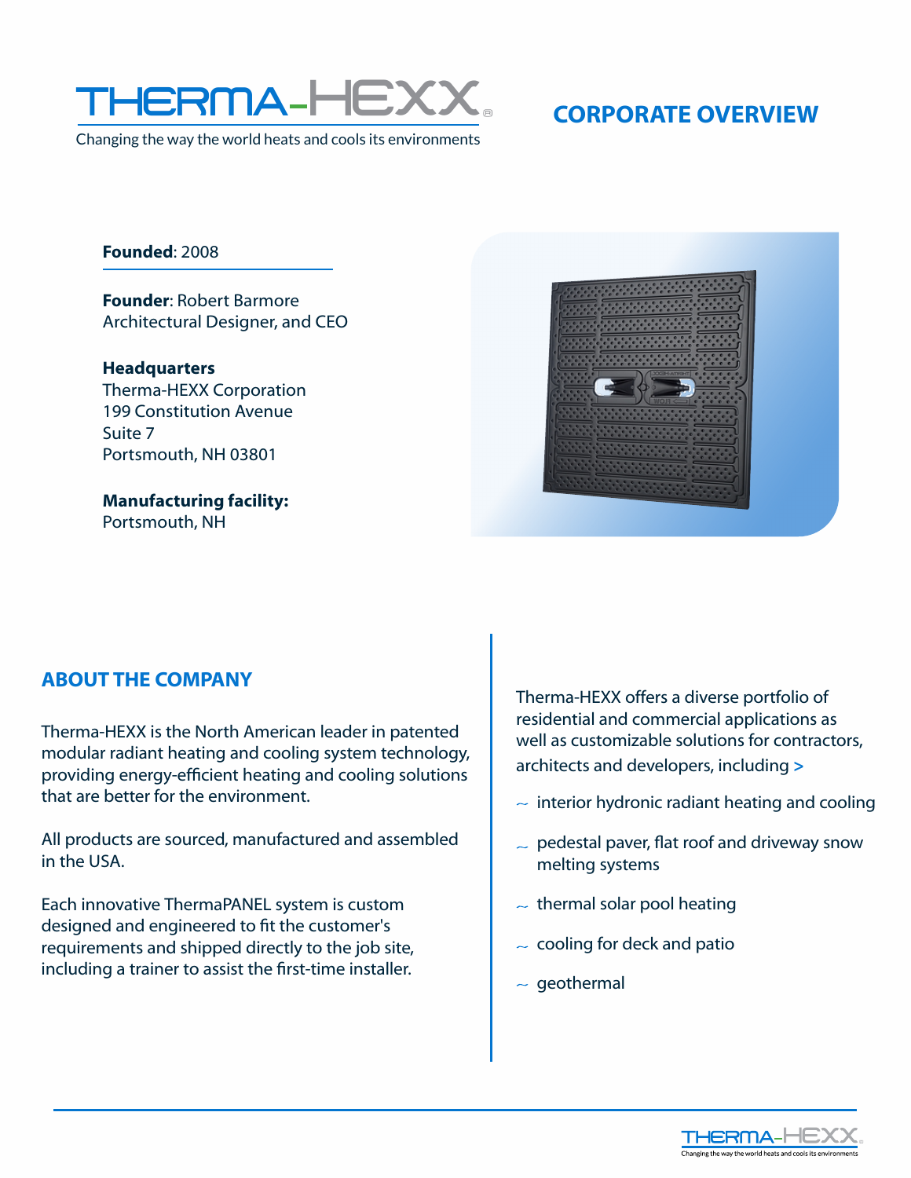# THERMA-HEXX

Changing the way the world heats and cools its environments

## CORPORATE OVERVIEW

**Founded**: 2008

**Founder**: Robert Barmore
Architectural Designer, and CEO

**Headquarters**
Therma-HEXX Corporation
199 Constitution Avenue
Suite 7
Portsmouth, NH 03801

**Manufacturing facility:**
Portsmouth, NH

## ABOUT THE COMPANY

Therma-HEXX is the North American leader in patented modular radiant heating and cooling system technology, providing energy-efficient heating and cooling solutions that are better for the environment.

All products are sourced, manufactured and assembled in the USA.

Each innovative ThermaPANEL system is custom designed and engineered to fit the customer's requirements and shipped directly to the job site, including a trainer to assist the first-time installer.

Therma-HEXX offers a diverse portfolio of residential and commercial applications as well as customizable solutions for contractors, architects and developers, including >

- interior hydronic radiant heating and cooling
- pedestal paver, flat roof and driveway snow melting systems
- thermal solar pool heating
- cooling for deck and patio
- geothermal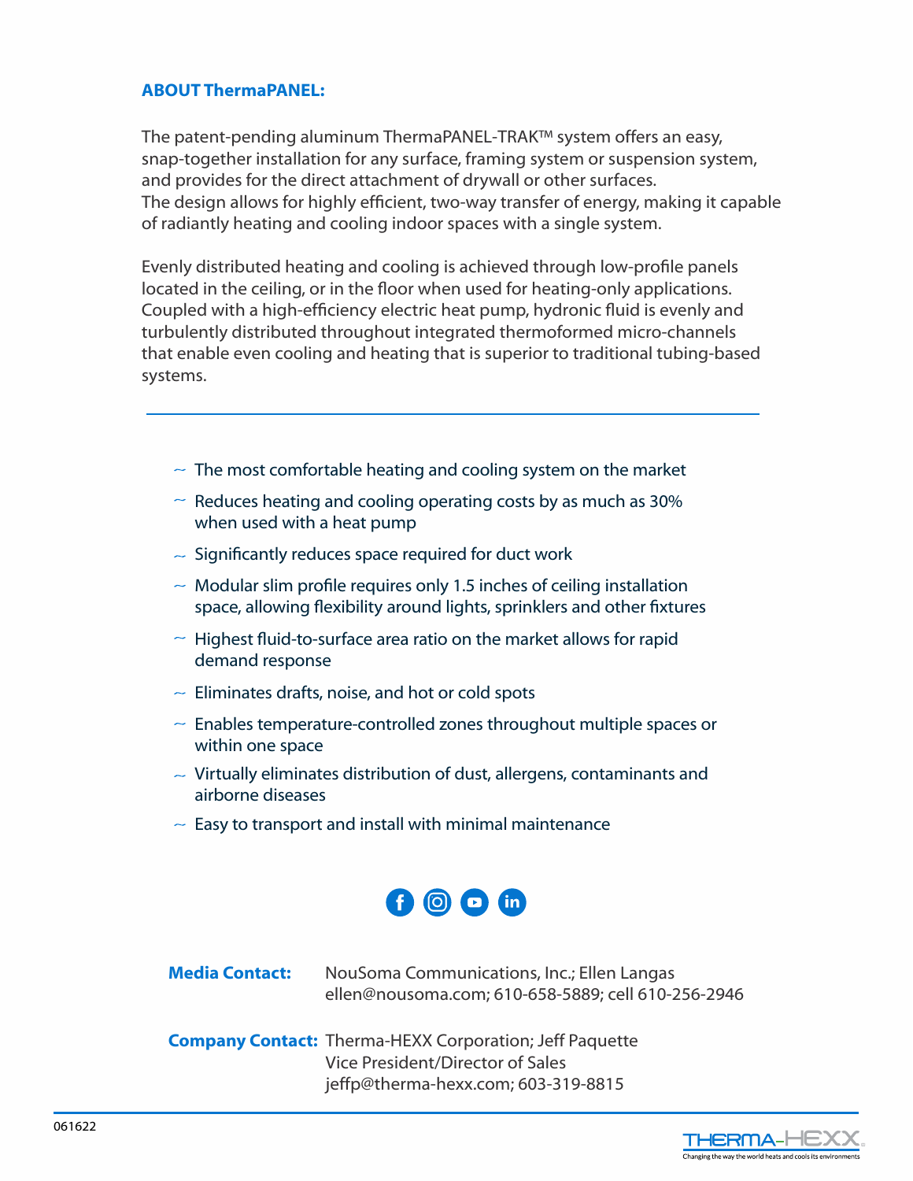**ABOUT ThermaPANEL:**

The patent-pending aluminum ThermaPANEL-TRAK™ system offers an easy, snap-together installation for any surface, framing system or suspension system, and provides for the direct attachment of drywall or other surfaces.
The design allows for highly efficient, two-way transfer of energy, making it capable of radiantly heating and cooling indoor spaces with a single system.

Evenly distributed heating and cooling is achieved through low-profile panels located in the ceiling, or in the floor when used for heating-only applications. Coupled with a high-efficiency electric heat pump, hydronic fluid is evenly and turbulently distributed throughout integrated thermoformed micro-channels that enable even cooling and heating that is superior to traditional tubing-based systems.

---

- The most comfortable heating and cooling system on the market
- Reduces heating and cooling operating costs by as much as 30% when used with a heat pump
- Significantly reduces space required for duct work
- Modular slim profile requires only 1.5 inches of ceiling installation space, allowing flexibility around lights, sprinklers and other fixtures
- Highest fluid-to-surface area ratio on the market allows for rapid demand response
- Eliminates drafts, noise, and hot or cold spots
- Enables temperature-controlled zones throughout multiple spaces or within one space
- Virtually eliminates distribution of dust, allergens, contaminants and airborne diseases
- Easy to transport and install with minimal maintenance

**Media Contact:** NouSoma Communications, Inc.; Ellen Langas
ellen@nousoma.com; 610-658-5889; cell 610-256-2946

**Company Contact:** Therma-HEXX Corporation; Jeff Paquette
Vice President/Director of Sales
jeffp@therma-hexx.com; 603-319-8815

061622

THERMA-HEXX
Changing the way the world heats and cools its environments